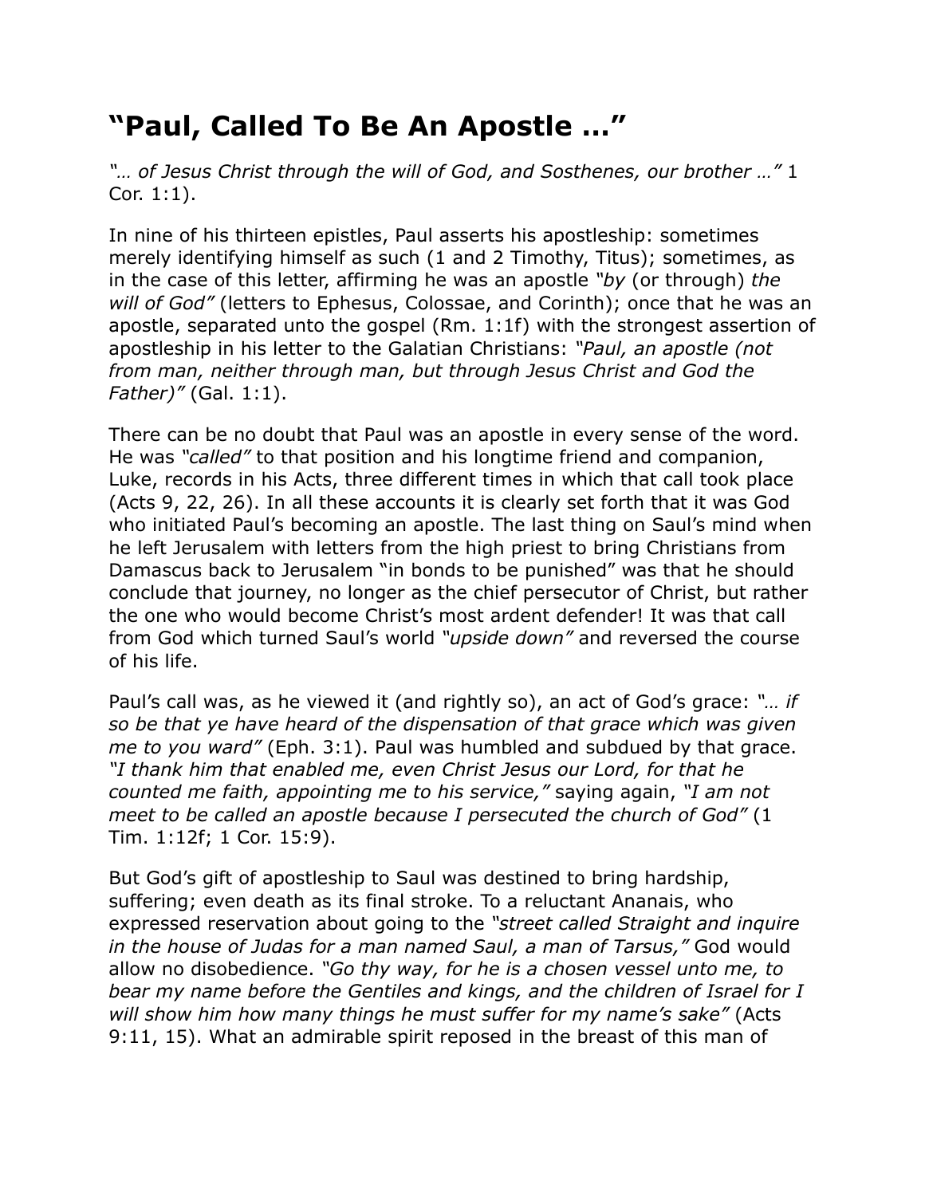# "Paul, Called To Be An Apostle …"

*"… of Jesus Christ through the will of God, and Sosthenes, our brother …"* 1 Cor. 1:1).

In nine of his thirteen epistles, Paul asserts his apostleship: sometimes merely identifying himself as such (1 and 2 Timothy, Titus); sometimes, as in the case of this letter, affirming he was an apostle *"by* (or through) *the will of God"* (letters to Ephesus, Colossae, and Corinth); once that he was an apostle, separated unto the gospel (Rm. 1:1f) with the strongest assertion of apostleship in his letter to the Galatian Christians: *"Paul, an apostle (not from man, neither through man, but through Jesus Christ and God the Father)"* (Gal. 1:1).

There can be no doubt that Paul was an apostle in every sense of the word. He was *"called"* to that position and his longtime friend and companion, Luke, records in his Acts, three different times in which that call took place (Acts 9, 22, 26). In all these accounts it is clearly set forth that it was God who initiated Paul's becoming an apostle. The last thing on Saul's mind when he left Jerusalem with letters from the high priest to bring Christians from Damascus back to Jerusalem "in bonds to be punished" was that he should conclude that journey, no longer as the chief persecutor of Christ, but rather the one who would become Christ's most ardent defender! It was that call from God which turned Saul's world *"upside down"* and reversed the course of his life.

Paul's call was, as he viewed it (and rightly so), an act of God's grace: *"… if so be that ye have heard of the dispensation of that grace which was given me to you ward"* (Eph. 3:1). Paul was humbled and subdued by that grace. *"I thank him that enabled me, even Christ Jesus our Lord, for that he counted me faith, appointing me to his service,"* saying again, *"I am not meet to be called an apostle because I persecuted the church of God"* (1 Tim. 1:12f; 1 Cor. 15:9).

But God's gift of apostleship to Saul was destined to bring hardship, suffering; even death as its final stroke. To a reluctant Ananais, who expressed reservation about going to the *"street called Straight and inquire in the house of Judas for a man named Saul, a man of Tarsus,"* God would allow no disobedience. *"Go thy way, for he is a chosen vessel unto me, to bear my name before the Gentiles and kings, and the children of Israel for I will show him how many things he must suffer for my name's sake"* (Acts 9:11, 15). What an admirable spirit reposed in the breast of this man of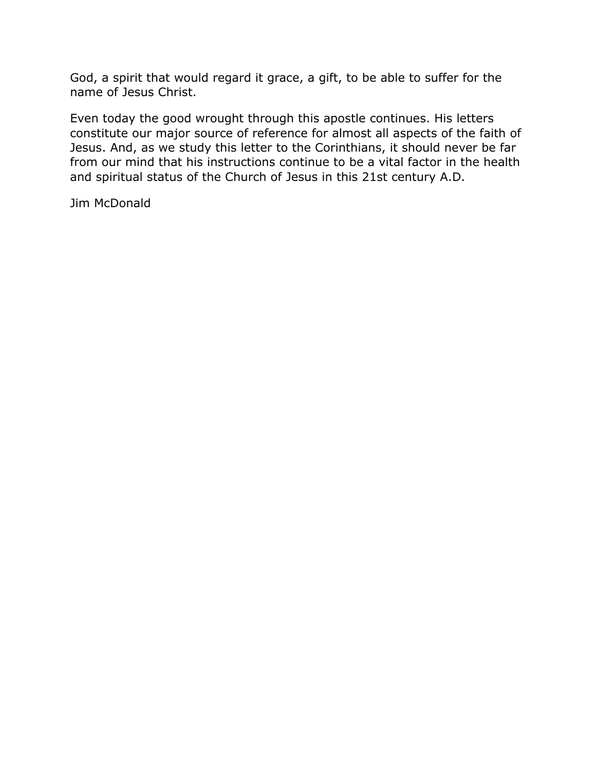God, a spirit that would regard it grace, a gift, to be able to suffer for the name of Jesus Christ.

Even today the good wrought through this apostle continues. His letters constitute our major source of reference for almost all aspects of the faith of Jesus. And, as we study this letter to the Corinthians, it should never be far from our mind that his instructions continue to be a vital factor in the health and spiritual status of the Church of Jesus in this 21st century A.D.

Jim McDonald